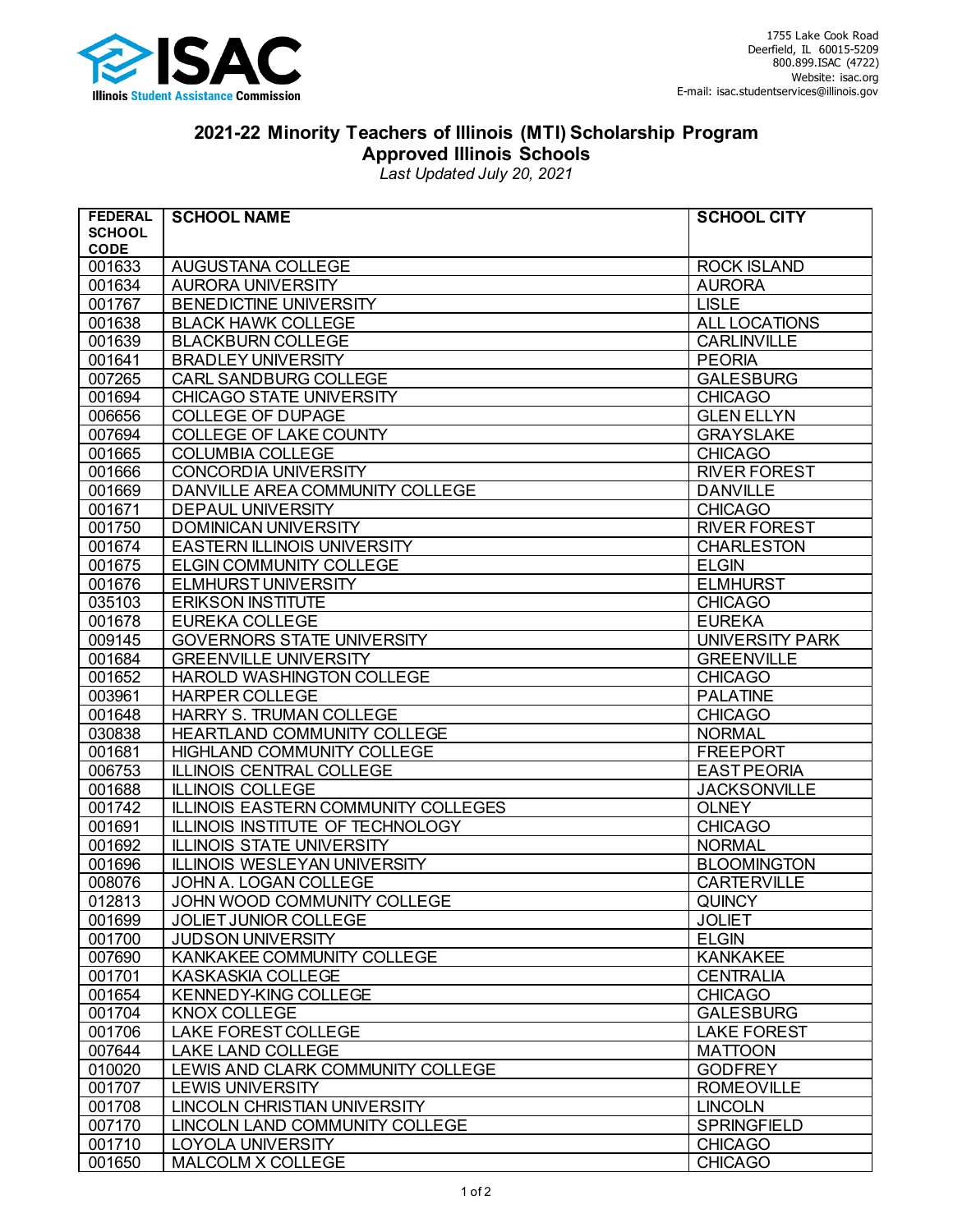ISAC
Illinois Student Assistance Commission

1755 Lake Cook Road
Deerfield, IL 60015-5209
800.899.ISAC (4722)
Website: isac.org
E-mail: isac.studentservices@illinois.gov

# 2021-22 Minority Teachers of Illinois (MTI) Scholarship Program
## Approved Illinois Schools

*Last Updated July 20, 2021*

| FEDERAL SCHOOL CODE | SCHOOL NAME | SCHOOL CITY |
|---|---|---|
| 001633 | AUGUSTANA COLLEGE | ROCK ISLAND |
| 001634 | AURORA UNIVERSITY | AURORA |
| 001767 | BENEDICTINE UNIVERSITY | LISLE |
| 001638 | BLACK HAWK COLLEGE | ALL LOCATIONS |
| 001639 | BLACKBURN COLLEGE | CARLINVILLE |
| 001641 | BRADLEY UNIVERSITY | PEORIA |
| 007265 | CARL SANDBURG COLLEGE | GALESBURG |
| 001694 | CHICAGO STATE UNIVERSITY | CHICAGO |
| 006656 | COLLEGE OF DUPAGE | GLEN ELLYN |
| 007694 | COLLEGE OF LAKE COUNTY | GRAYSLAKE |
| 001665 | COLUMBIA COLLEGE | CHICAGO |
| 001666 | CONCORDIA UNIVERSITY | RIVER FOREST |
| 001669 | DANVILLE AREA COMMUNITY COLLEGE | DANVILLE |
| 001671 | DEPAUL UNIVERSITY | CHICAGO |
| 001750 | DOMINICAN UNIVERSITY | RIVER FOREST |
| 001674 | EASTERN ILLINOIS UNIVERSITY | CHARLESTON |
| 001675 | ELGIN COMMUNITY COLLEGE | ELGIN |
| 001676 | ELMHURST UNIVERSITY | ELMHURST |
| 035103 | ERIKSON INSTITUTE | CHICAGO |
| 001678 | EUREKA COLLEGE | EUREKA |
| 009145 | GOVERNORS STATE UNIVERSITY | UNIVERSITY PARK |
| 001684 | GREENVILLE UNIVERSITY | GREENVILLE |
| 001652 | HAROLD WASHINGTON COLLEGE | CHICAGO |
| 003961 | HARPER COLLEGE | PALATINE |
| 001648 | HARRY S. TRUMAN COLLEGE | CHICAGO |
| 030838 | HEARTLAND COMMUNITY COLLEGE | NORMAL |
| 001681 | HIGHLAND COMMUNITY COLLEGE | FREEPORT |
| 006753 | ILLINOIS CENTRAL COLLEGE | EAST PEORIA |
| 001688 | ILLINOIS COLLEGE | JACKSONVILLE |
| 001742 | ILLINOIS EASTERN COMMUNITY COLLEGES | OLNEY |
| 001691 | ILLINOIS INSTITUTE OF TECHNOLOGY | CHICAGO |
| 001692 | ILLINOIS STATE UNIVERSITY | NORMAL |
| 001696 | ILLINOIS WESLEYAN UNIVERSITY | BLOOMINGTON |
| 008076 | JOHN A. LOGAN COLLEGE | CARTERVILLE |
| 012813 | JOHN WOOD COMMUNITY COLLEGE | QUINCY |
| 001699 | JOLIET JUNIOR COLLEGE | JOLIET |
| 001700 | JUDSON UNIVERSITY | ELGIN |
| 007690 | KANKAKEE COMMUNITY COLLEGE | KANKAKEE |
| 001701 | KASKASKIA COLLEGE | CENTRALIA |
| 001654 | KENNEDY-KING COLLEGE | CHICAGO |
| 001704 | KNOX COLLEGE | GALESBURG |
| 001706 | LAKE FOREST COLLEGE | LAKE FOREST |
| 007644 | LAKE LAND COLLEGE | MATTOON |
| 010020 | LEWIS AND CLARK COMMUNITY COLLEGE | GODFREY |
| 001707 | LEWIS UNIVERSITY | ROMEOVILLE |
| 001708 | LINCOLN CHRISTIAN UNIVERSITY | LINCOLN |
| 007170 | LINCOLN LAND COMMUNITY COLLEGE | SPRINGFIELD |
| 001710 | LOYOLA UNIVERSITY | CHICAGO |
| 001650 | MALCOLM X COLLEGE | CHICAGO |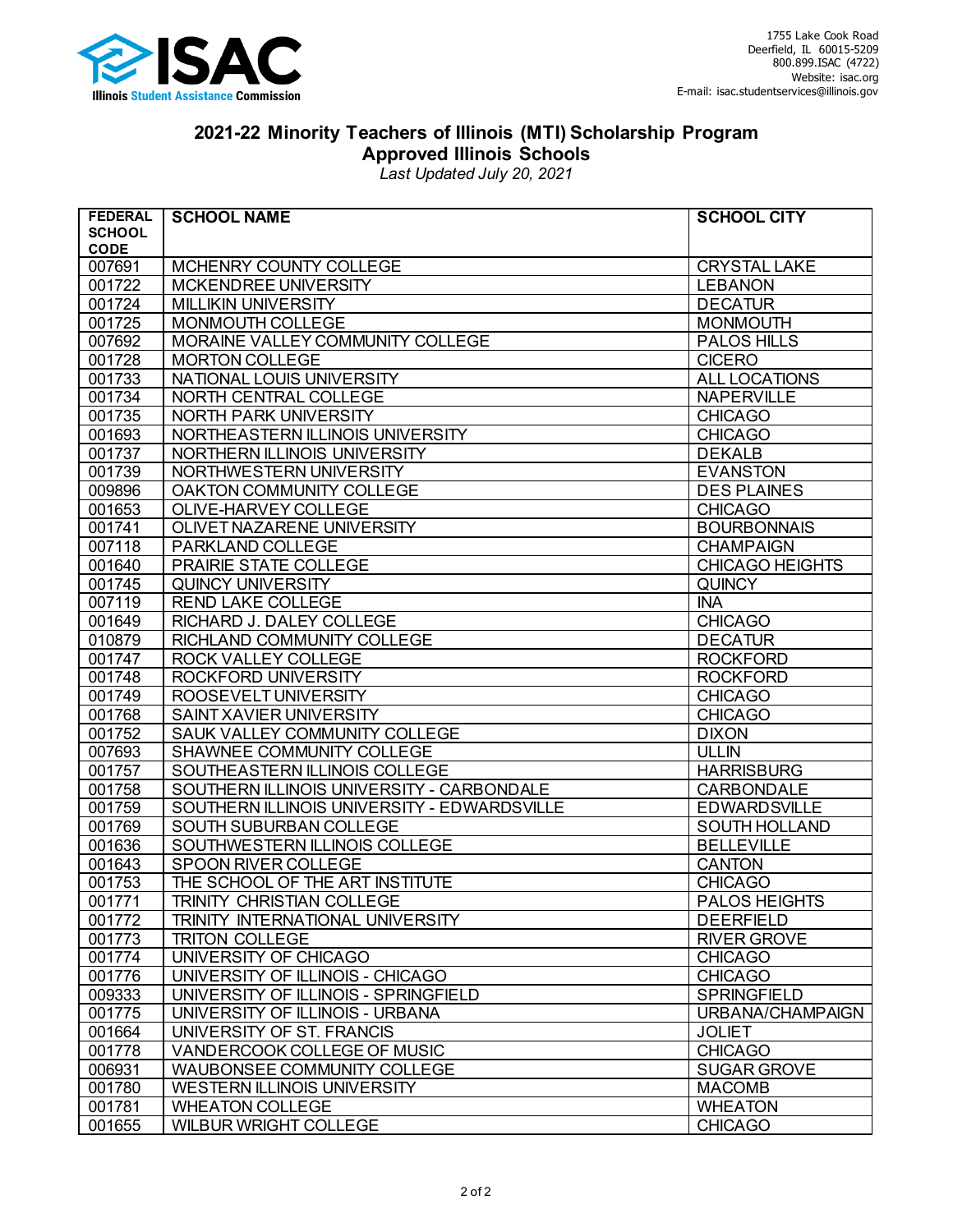1755 Lake Cook Road
Deerfield, IL 60015-5209
800.899.ISAC (4722)
Website: isac.org
E-mail: isac.studentservices@illinois.gov

## 2021-22 Minority Teachers of Illinois (MTI) Scholarship Program
## Approved Illinois Schools

*Last Updated July 20, 2021*

| FEDERAL SCHOOL CODE | SCHOOL NAME | SCHOOL CITY |
|---|---|---|
| 007691 | MCHENRY COUNTY COLLEGE | CRYSTAL LAKE |
| 001722 | MCKENDREE UNIVERSITY | LEBANON |
| 001724 | MILLIKIN UNIVERSITY | DECATUR |
| 001725 | MONMOUTH COLLEGE | MONMOUTH |
| 007692 | MORAINE VALLEY COMMUNITY COLLEGE | PALOS HILLS |
| 001728 | MORTON COLLEGE | CICERO |
| 001733 | NATIONAL LOUIS UNIVERSITY | ALL LOCATIONS |
| 001734 | NORTH CENTRAL COLLEGE | NAPERVILLE |
| 001735 | NORTH PARK UNIVERSITY | CHICAGO |
| 001693 | NORTHEASTERN ILLINOIS UNIVERSITY | CHICAGO |
| 001737 | NORTHERN ILLINOIS UNIVERSITY | DEKALB |
| 001739 | NORTHWESTERN UNIVERSITY | EVANSTON |
| 009896 | OAKTON COMMUNITY COLLEGE | DES PLAINES |
| 001653 | OLIVE-HARVEY COLLEGE | CHICAGO |
| 001741 | OLIVET NAZARENE UNIVERSITY | BOURBONNAIS |
| 007118 | PARKLAND COLLEGE | CHAMPAIGN |
| 001640 | PRAIRIE STATE COLLEGE | CHICAGO HEIGHTS |
| 001745 | QUINCY UNIVERSITY | QUINCY |
| 007119 | REND LAKE COLLEGE | INA |
| 001649 | RICHARD J. DALEY COLLEGE | CHICAGO |
| 010879 | RICHLAND COMMUNITY COLLEGE | DECATUR |
| 001747 | ROCK VALLEY COLLEGE | ROCKFORD |
| 001748 | ROCKFORD UNIVERSITY | ROCKFORD |
| 001749 | ROOSEVELT UNIVERSITY | CHICAGO |
| 001768 | SAINT XAVIER UNIVERSITY | CHICAGO |
| 001752 | SAUK VALLEY COMMUNITY COLLEGE | DIXON |
| 007693 | SHAWNEE COMMUNITY COLLEGE | ULLIN |
| 001757 | SOUTHEASTERN ILLINOIS COLLEGE | HARRISBURG |
| 001758 | SOUTHERN ILLINOIS UNIVERSITY - CARBONDALE | CARBONDALE |
| 001759 | SOUTHERN ILLINOIS UNIVERSITY - EDWARDSVILLE | EDWARDSVILLE |
| 001769 | SOUTH SUBURBAN COLLEGE | SOUTH HOLLAND |
| 001636 | SOUTHWESTERN ILLINOIS COLLEGE | BELLEVILLE |
| 001643 | SPOON RIVER COLLEGE | CANTON |
| 001753 | THE SCHOOL OF THE ART INSTITUTE | CHICAGO |
| 001771 | TRINITY CHRISTIAN COLLEGE | PALOS HEIGHTS |
| 001772 | TRINITY INTERNATIONAL UNIVERSITY | DEERFIELD |
| 001773 | TRITON COLLEGE | RIVER GROVE |
| 001774 | UNIVERSITY OF CHICAGO | CHICAGO |
| 001776 | UNIVERSITY OF ILLINOIS - CHICAGO | CHICAGO |
| 009333 | UNIVERSITY OF ILLINOIS - SPRINGFIELD | SPRINGFIELD |
| 001775 | UNIVERSITY OF ILLINOIS - URBANA | URBANA/CHAMPAIGN |
| 001664 | UNIVERSITY OF ST. FRANCIS | JOLIET |
| 001778 | VANDERCOOK COLLEGE OF MUSIC | CHICAGO |
| 006931 | WAUBONSEE COMMUNITY COLLEGE | SUGAR GROVE |
| 001780 | WESTERN ILLINOIS UNIVERSITY | MACOMB |
| 001781 | WHEATON COLLEGE | WHEATON |
| 001655 | WILBUR WRIGHT COLLEGE | CHICAGO |